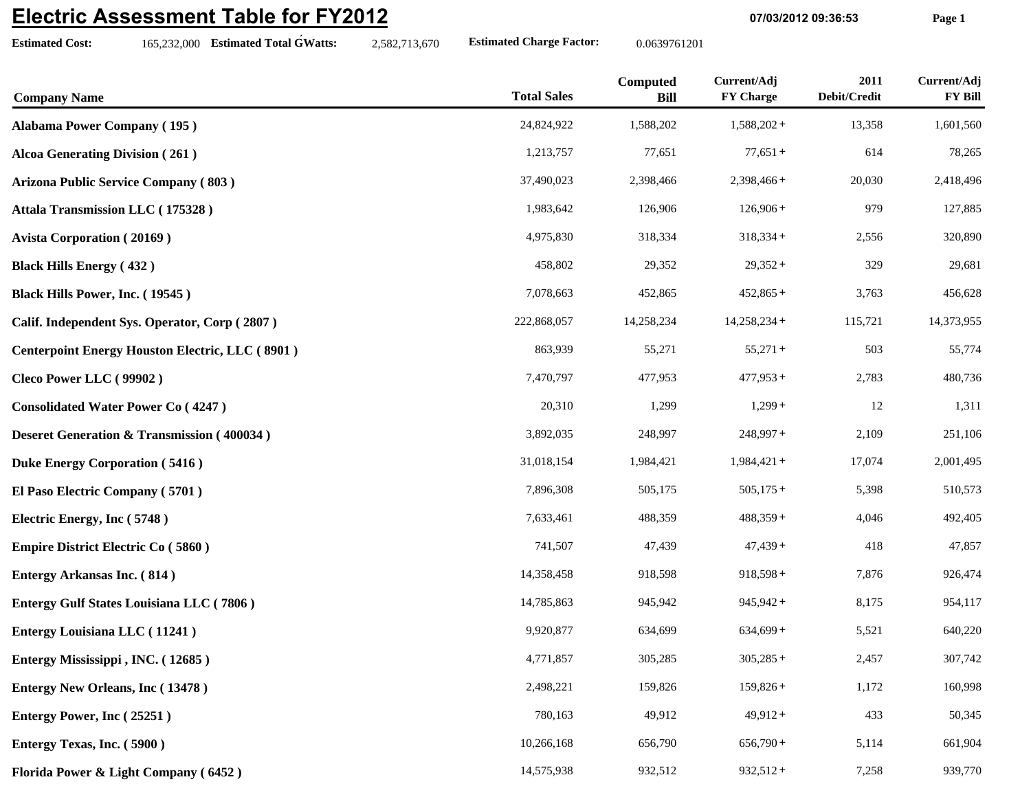# Electric Assessment Table for FY2012

07/03/2012 09:36:53

**Estimated Cost:** 165,232,000 **Estimated Total GWatts:** 2,582,713,670 **Estimated Charge Factor:** 0.0639761201

| Company Name | Total Sales | Computed Bill | Current/Adj FY Charge | 2011 Debit/Credit | Current/Adj FY Bill |
|---|---|---|---|---|---|
| **Alabama Power Company ( 195 )** | 24,824,922 | 1,588,202 | 1,588,202 + | 13,358 | 1,601,560 |
| **Alcoa Generating Division ( 261 )** | 1,213,757 | 77,651 | 77,651 + | 614 | 78,265 |
| **Arizona Public Service Company ( 803 )** | 37,490,023 | 2,398,466 | 2,398,466 + | 20,030 | 2,418,496 |
| **Attala Transmission LLC ( 175328 )** | 1,983,642 | 126,906 | 126,906 + | 979 | 127,885 |
| **Avista Corporation ( 20169 )** | 4,975,830 | 318,334 | 318,334 + | 2,556 | 320,890 |
| **Black Hills Energy ( 432 )** | 458,802 | 29,352 | 29,352 + | 329 | 29,681 |
| **Black Hills Power, Inc. ( 19545 )** | 7,078,663 | 452,865 | 452,865 + | 3,763 | 456,628 |
| **Calif. Independent Sys. Operator, Corp ( 2807 )** | 222,868,057 | 14,258,234 | 14,258,234 + | 115,721 | 14,373,955 |
| **Centerpoint Energy Houston Electric, LLC ( 8901 )** | 863,939 | 55,271 | 55,271 + | 503 | 55,774 |
| **Cleco Power LLC ( 99902 )** | 7,470,797 | 477,953 | 477,953 + | 2,783 | 480,736 |
| **Consolidated Water Power Co ( 4247 )** | 20,310 | 1,299 | 1,299 + | 12 | 1,311 |
| **Deseret Generation & Transmission ( 400034 )** | 3,892,035 | 248,997 | 248,997 + | 2,109 | 251,106 |
| **Duke Energy Corporation ( 5416 )** | 31,018,154 | 1,984,421 | 1,984,421 + | 17,074 | 2,001,495 |
| **El Paso Electric Company ( 5701 )** | 7,896,308 | 505,175 | 505,175 + | 5,398 | 510,573 |
| **Electric Energy, Inc ( 5748 )** | 7,633,461 | 488,359 | 488,359 + | 4,046 | 492,405 |
| **Empire District Electric Co ( 5860 )** | 741,507 | 47,439 | 47,439 + | 418 | 47,857 |
| **Entergy Arkansas Inc. ( 814 )** | 14,358,458 | 918,598 | 918,598 + | 7,876 | 926,474 |
| **Entergy Gulf States Louisiana LLC ( 7806 )** | 14,785,863 | 945,942 | 945,942 + | 8,175 | 954,117 |
| **Entergy Louisiana LLC ( 11241 )** | 9,920,877 | 634,699 | 634,699 + | 5,521 | 640,220 |
| **Entergy Mississippi , INC. ( 12685 )** | 4,771,857 | 305,285 | 305,285 + | 2,457 | 307,742 |
| **Entergy New Orleans, Inc ( 13478 )** | 2,498,221 | 159,826 | 159,826 + | 1,172 | 160,998 |
| **Entergy Power, Inc ( 25251 )** | 780,163 | 49,912 | 49,912 + | 433 | 50,345 |
| **Entergy Texas, Inc. ( 5900 )** | 10,266,168 | 656,790 | 656,790 + | 5,114 | 661,904 |
| **Florida Power & Light Company ( 6452 )** | 14,575,938 | 932,512 | 932,512 + | 7,258 | 939,770 |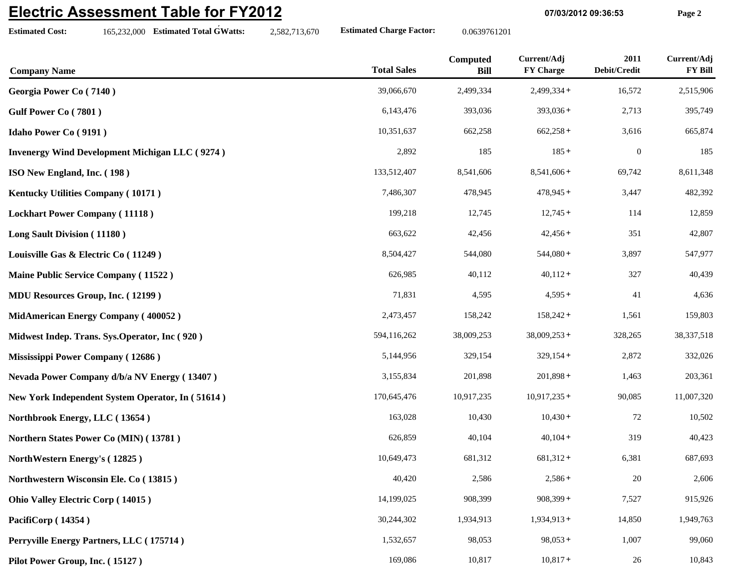# Electric Assessment Table for FY2012

07/03/2012 09:36:53

**Estimated Cost:** 165,232,000 **Estimated Total GWatts:** 2,582,713,670 **Estimated Charge Factor:** 0.0639761201

| Company Name | Total Sales | Computed Bill | Current/Adj FY Charge | 2011 Debit/Credit | Current/Adj FY Bill |
|---|---|---|---|---|---|
| **Georgia Power Co ( 7140 )** | 39,066,670 | 2,499,334 | 2,499,334 + | 16,572 | 2,515,906 |
| **Gulf Power Co ( 7801 )** | 6,143,476 | 393,036 | 393,036 + | 2,713 | 395,749 |
| **Idaho Power Co ( 9191 )** | 10,351,637 | 662,258 | 662,258 + | 3,616 | 665,874 |
| **Invenergy Wind Development Michigan LLC ( 9274 )** | 2,892 | 185 | 185 + | 0 | 185 |
| **ISO New England, Inc. ( 198 )** | 133,512,407 | 8,541,606 | 8,541,606 + | 69,742 | 8,611,348 |
| **Kentucky Utilities Company ( 10171 )** | 7,486,307 | 478,945 | 478,945 + | 3,447 | 482,392 |
| **Lockhart Power Company ( 11118 )** | 199,218 | 12,745 | 12,745 + | 114 | 12,859 |
| **Long Sault Division ( 11180 )** | 663,622 | 42,456 | 42,456 + | 351 | 42,807 |
| **Louisville Gas & Electric Co ( 11249 )** | 8,504,427 | 544,080 | 544,080 + | 3,897 | 547,977 |
| **Maine Public Service Company ( 11522 )** | 626,985 | 40,112 | 40,112 + | 327 | 40,439 |
| **MDU Resources Group, Inc. ( 12199 )** | 71,831 | 4,595 | 4,595 + | 41 | 4,636 |
| **MidAmerican Energy Company ( 400052 )** | 2,473,457 | 158,242 | 158,242 + | 1,561 | 159,803 |
| **Midwest Indep. Trans. Sys.Operator, Inc ( 920 )** | 594,116,262 | 38,009,253 | 38,009,253 + | 328,265 | 38,337,518 |
| **Mississippi Power Company ( 12686 )** | 5,144,956 | 329,154 | 329,154 + | 2,872 | 332,026 |
| **Nevada Power Company d/b/a NV Energy ( 13407 )** | 3,155,834 | 201,898 | 201,898 + | 1,463 | 203,361 |
| **New York Independent System Operator, In ( 51614 )** | 170,645,476 | 10,917,235 | 10,917,235 + | 90,085 | 11,007,320 |
| **Northbrook Energy, LLC ( 13654 )** | 163,028 | 10,430 | 10,430 + | 72 | 10,502 |
| **Northern States Power Co (MIN) ( 13781 )** | 626,859 | 40,104 | 40,104 + | 319 | 40,423 |
| **NorthWestern Energy's ( 12825 )** | 10,649,473 | 681,312 | 681,312 + | 6,381 | 687,693 |
| **Northwestern Wisconsin Ele. Co ( 13815 )** | 40,420 | 2,586 | 2,586 + | 20 | 2,606 |
| **Ohio Valley Electric Corp ( 14015 )** | 14,199,025 | 908,399 | 908,399 + | 7,527 | 915,926 |
| **PacifiCorp ( 14354 )** | 30,244,302 | 1,934,913 | 1,934,913 + | 14,850 | 1,949,763 |
| **Perryville Energy Partners, LLC ( 175714 )** | 1,532,657 | 98,053 | 98,053 + | 1,007 | 99,060 |
| **Pilot Power Group, Inc. ( 15127 )** | 169,086 | 10,817 | 10,817 + | 26 | 10,843 |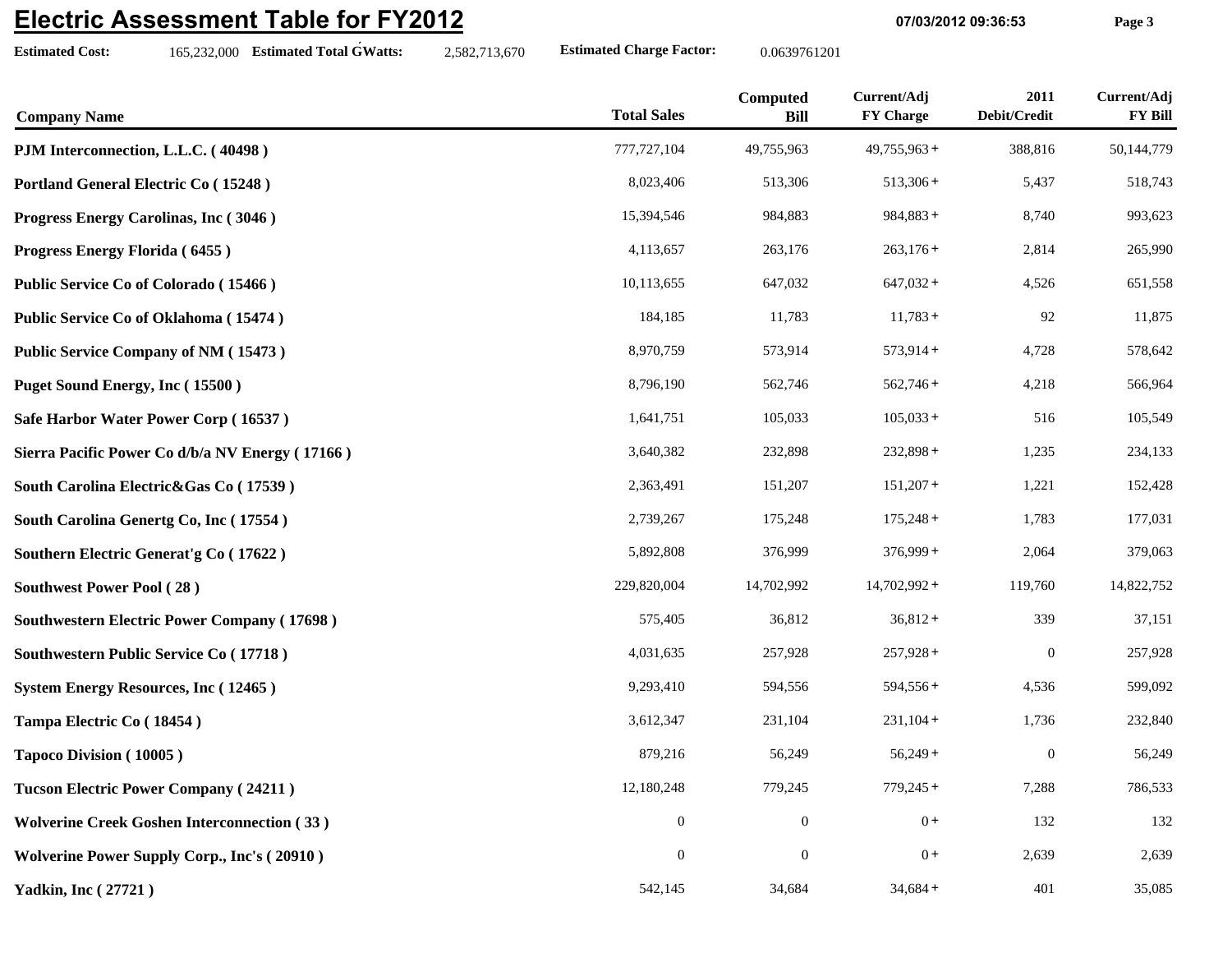# Electric Assessment Table for FY2012

**Estimated Cost:** 165,232,000 **Estimated Total GWatts:** 2,582,713,670 **Estimated Charge Factor:** 0.0639761201

| Company Name | Total Sales | Computed Bill | Current/Adj FY Charge | 2011 Debit/Credit | Current/Adj FY Bill |
|---|---|---|---|---|---|
| **PJM Interconnection, L.L.C. ( 40498 )** | 777,727,104 | 49,755,963 | 49,755,963 + | 388,816 | 50,144,779 |
| **Portland General Electric Co ( 15248 )** | 8,023,406 | 513,306 | 513,306 + | 5,437 | 518,743 |
| **Progress Energy Carolinas, Inc ( 3046 )** | 15,394,546 | 984,883 | 984,883 + | 8,740 | 993,623 |
| **Progress Energy Florida ( 6455 )** | 4,113,657 | 263,176 | 263,176 + | 2,814 | 265,990 |
| **Public Service Co of Colorado ( 15466 )** | 10,113,655 | 647,032 | 647,032 + | 4,526 | 651,558 |
| **Public Service Co of Oklahoma ( 15474 )** | 184,185 | 11,783 | 11,783 + | 92 | 11,875 |
| **Public Service Company of NM ( 15473 )** | 8,970,759 | 573,914 | 573,914 + | 4,728 | 578,642 |
| **Puget Sound Energy, Inc ( 15500 )** | 8,796,190 | 562,746 | 562,746 + | 4,218 | 566,964 |
| **Safe Harbor Water Power Corp ( 16537 )** | 1,641,751 | 105,033 | 105,033 + | 516 | 105,549 |
| **Sierra Pacific Power Co d/b/a NV Energy ( 17166 )** | 3,640,382 | 232,898 | 232,898 + | 1,235 | 234,133 |
| **South Carolina Electric&Gas Co ( 17539 )** | 2,363,491 | 151,207 | 151,207 + | 1,221 | 152,428 |
| **South Carolina Genertg Co, Inc ( 17554 )** | 2,739,267 | 175,248 | 175,248 + | 1,783 | 177,031 |
| **Southern Electric Generat'g Co ( 17622 )** | 5,892,808 | 376,999 | 376,999 + | 2,064 | 379,063 |
| **Southwest Power Pool ( 28 )** | 229,820,004 | 14,702,992 | 14,702,992 + | 119,760 | 14,822,752 |
| **Southwestern Electric Power Company ( 17698 )** | 575,405 | 36,812 | 36,812 + | 339 | 37,151 |
| **Southwestern Public Service Co ( 17718 )** | 4,031,635 | 257,928 | 257,928 + | 0 | 257,928 |
| **System Energy Resources, Inc ( 12465 )** | 9,293,410 | 594,556 | 594,556 + | 4,536 | 599,092 |
| **Tampa Electric Co ( 18454 )** | 3,612,347 | 231,104 | 231,104 + | 1,736 | 232,840 |
| **Tapoco Division ( 10005 )** | 879,216 | 56,249 | 56,249 + | 0 | 56,249 |
| **Tucson Electric Power Company ( 24211 )** | 12,180,248 | 779,245 | 779,245 + | 7,288 | 786,533 |
| **Wolverine Creek Goshen Interconnection ( 33 )** | 0 | 0 | 0 + | 132 | 132 |
| **Wolverine Power Supply Corp., Inc's ( 20910 )** | 0 | 0 | 0 + | 2,639 | 2,639 |
| **Yadkin, Inc ( 27721 )** | 542,145 | 34,684 | 34,684 + | 401 | 35,085 |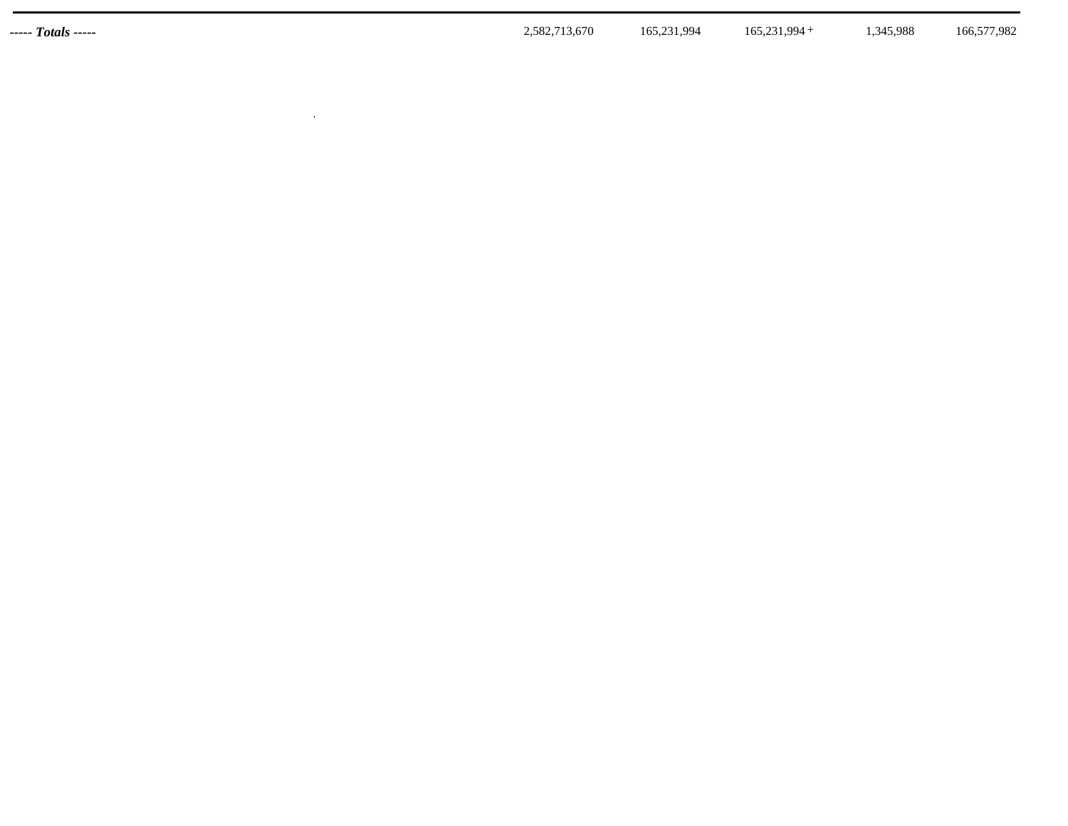| | | | | | | |
|---|---|---|---|---|---|---|
| ***----- Totals -----*** | | 2,582,713,670 | 165,231,994 | 165,231,994 + | 1,345,988 | 166,577,982 |